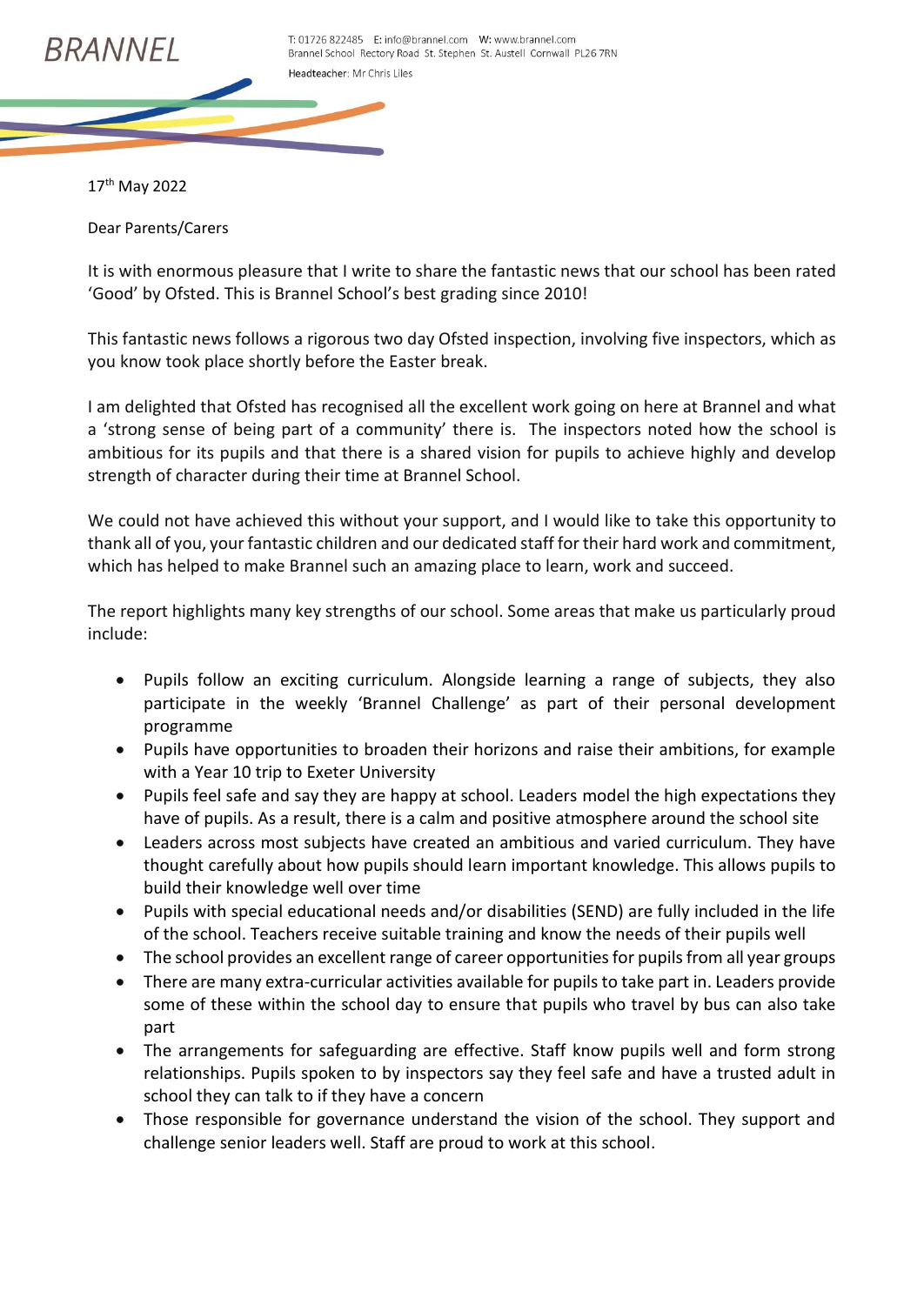BRANNEL

T: 01726 822485 E: info@brannel.com W: www.brannel.com
Brannel School Rectory Road St. Stephen St. Austell Cornwall PL26 7RN
Headteacher: Mr Chris Liles

17th May 2022

Dear Parents/Carers

It is with enormous pleasure that I write to share the fantastic news that our school has been rated 'Good' by Ofsted. This is Brannel School's best grading since 2010!

This fantastic news follows a rigorous two day Ofsted inspection, involving five inspectors, which as you know took place shortly before the Easter break.

I am delighted that Ofsted has recognised all the excellent work going on here at Brannel and what a 'strong sense of being part of a community' there is. The inspectors noted how the school is ambitious for its pupils and that there is a shared vision for pupils to achieve highly and develop strength of character during their time at Brannel School.

We could not have achieved this without your support, and I would like to take this opportunity to thank all of you, your fantastic children and our dedicated staff for their hard work and commitment, which has helped to make Brannel such an amazing place to learn, work and succeed.

The report highlights many key strengths of our school. Some areas that make us particularly proud include:

- Pupils follow an exciting curriculum. Alongside learning a range of subjects, they also participate in the weekly 'Brannel Challenge' as part of their personal development programme
- Pupils have opportunities to broaden their horizons and raise their ambitions, for example with a Year 10 trip to Exeter University
- Pupils feel safe and say they are happy at school. Leaders model the high expectations they have of pupils. As a result, there is a calm and positive atmosphere around the school site
- Leaders across most subjects have created an ambitious and varied curriculum. They have thought carefully about how pupils should learn important knowledge. This allows pupils to build their knowledge well over time
- Pupils with special educational needs and/or disabilities (SEND) are fully included in the life of the school. Teachers receive suitable training and know the needs of their pupils well
- The school provides an excellent range of career opportunities for pupils from all year groups
- There are many extra-curricular activities available for pupils to take part in. Leaders provide some of these within the school day to ensure that pupils who travel by bus can also take part
- The arrangements for safeguarding are effective. Staff know pupils well and form strong relationships. Pupils spoken to by inspectors say they feel safe and have a trusted adult in school they can talk to if they have a concern
- Those responsible for governance understand the vision of the school. They support and challenge senior leaders well. Staff are proud to work at this school.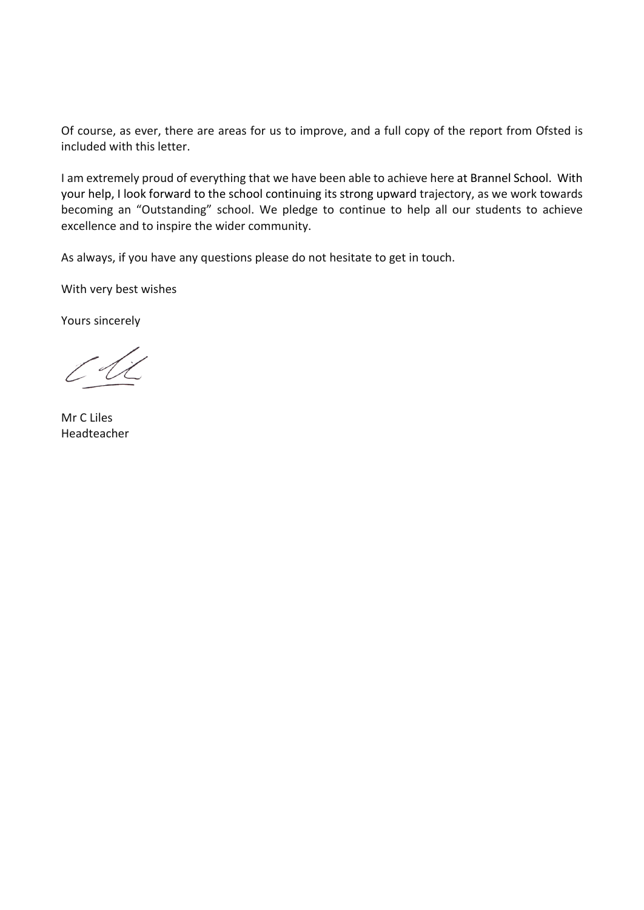Of course, as ever, there are areas for us to improve, and a full copy of the report from Ofsted is included with this letter.

I am extremely proud of everything that we have been able to achieve here at Brannel School. With your help, I look forward to the school continuing its strong upward trajectory, as we work towards becoming an "Outstanding" school. We pledge to continue to help all our students to achieve excellence and to inspire the wider community.

As always, if you have any questions please do not hesitate to get in touch.

With very best wishes

Yours sincerely

Mr C Liles
Headteacher